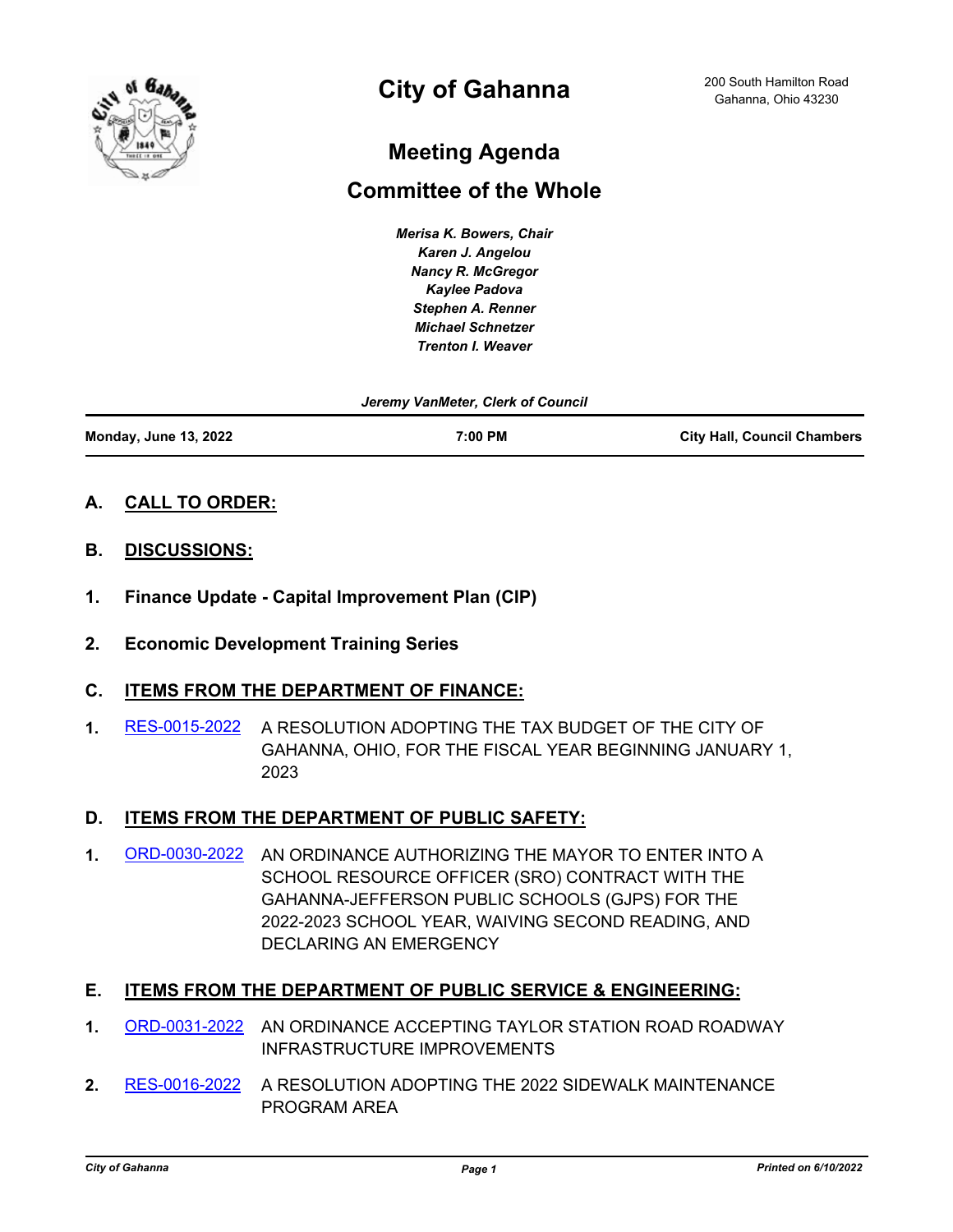# City of Gahanna

200 South Hamilton Road
Gahanna, Ohio 43230

## Meeting Agenda

## Committee of the Whole

*Merisa K. Bowers, Chair*
*Karen J. Angelou*
*Nancy R. McGregor*
*Kaylee Padova*
*Stephen A. Renner*
*Michael Schnetzer*
*Trenton I. Weaver*

*Jeremy VanMeter, Clerk of Council*

**Monday, June 13, 2022** | **7:00 PM** | **City Hall, Council Chambers**

### A. CALL TO ORDER:

### B. DISCUSSIONS:

**1. Finance Update - Capital Improvement Plan (CIP)**

**2. Economic Development Training Series**

### C. ITEMS FROM THE DEPARTMENT OF FINANCE:

1. RES-0015-2022 A RESOLUTION ADOPTING THE TAX BUDGET OF THE CITY OF GAHANNA, OHIO, FOR THE FISCAL YEAR BEGINNING JANUARY 1, 2023

### D. ITEMS FROM THE DEPARTMENT OF PUBLIC SAFETY:

1. ORD-0030-2022 AN ORDINANCE AUTHORIZING THE MAYOR TO ENTER INTO A SCHOOL RESOURCE OFFICER (SRO) CONTRACT WITH THE GAHANNA-JEFFERSON PUBLIC SCHOOLS (GJPS) FOR THE 2022-2023 SCHOOL YEAR, WAIVING SECOND READING, AND DECLARING AN EMERGENCY

### E. ITEMS FROM THE DEPARTMENT OF PUBLIC SERVICE & ENGINEERING:

1. ORD-0031-2022 AN ORDINANCE ACCEPTING TAYLOR STATION ROAD ROADWAY INFRASTRUCTURE IMPROVEMENTS

2. RES-0016-2022 A RESOLUTION ADOPTING THE 2022 SIDEWALK MAINTENANCE PROGRAM AREA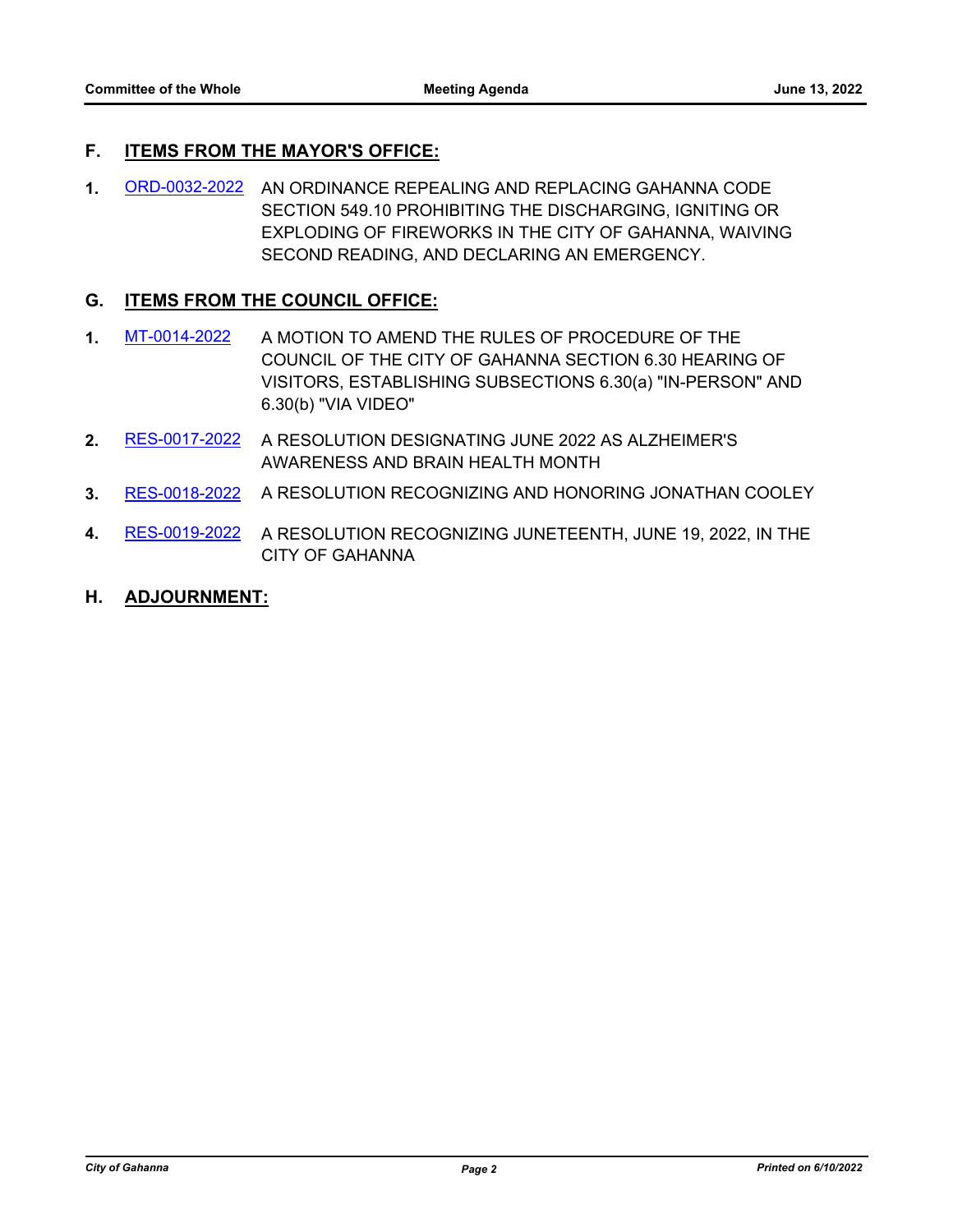## F. ITEMS FROM THE MAYOR'S OFFICE:

1. ORD-0032-2022 AN ORDINANCE REPEALING AND REPLACING GAHANNA CODE SECTION 549.10 PROHIBITING THE DISCHARGING, IGNITING OR EXPLODING OF FIREWORKS IN THE CITY OF GAHANNA, WAIVING SECOND READING, AND DECLARING AN EMERGENCY.

## G. ITEMS FROM THE COUNCIL OFFICE:

1. MT-0014-2022 A MOTION TO AMEND THE RULES OF PROCEDURE OF THE COUNCIL OF THE CITY OF GAHANNA SECTION 6.30 HEARING OF VISITORS, ESTABLISHING SUBSECTIONS 6.30(a) "IN-PERSON" AND 6.30(b) "VIA VIDEO"
2. RES-0017-2022 A RESOLUTION DESIGNATING JUNE 2022 AS ALZHEIMER'S AWARENESS AND BRAIN HEALTH MONTH
3. RES-0018-2022 A RESOLUTION RECOGNIZING AND HONORING JONATHAN COOLEY
4. RES-0019-2022 A RESOLUTION RECOGNIZING JUNETEENTH, JUNE 19, 2022, IN THE CITY OF GAHANNA

## H. ADJOURNMENT: